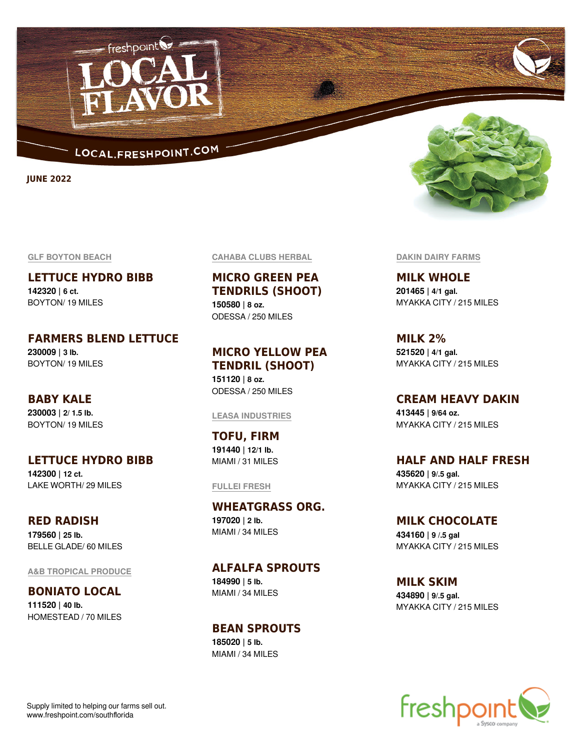# freshpoint LOCAL FLAVOR

LOCAL.FRESHPOINT.COM

**JUNE 2022**

## GLF BOYTON BEACH

### LETTUCE HYDRO BIBB
**142320** | **6 ct.**
BOYTON/ 19 MILES

### FARMERS BLEND LETTUCE
**230009** | **3 lb.**
BOYTON/ 19 MILES

### BABY KALE
**230003** | **2/ 1.5 lb.**
BOYTON/ 19 MILES

### LETTUCE HYDRO BIBB
**142300** | **12 ct.**
LAKE WORTH/ 29 MILES

### RED RADISH
**179560** | **25 lb.**
BELLE GLADE/ 60 MILES

## A&B TROPICAL PRODUCE

### BONIATO LOCAL
**111520** | **40 lb.**
HOMESTEAD / 70 MILES

## CAHABA CLUBS HERBAL

### MICRO GREEN PEA TENDRILS (SHOOT)
**150580** | **8 oz.**
ODESSA / 250 MILES

### MICRO YELLOW PEA TENDRIL (SHOOT)
**151120** | **8 oz.**
ODESSA / 250 MILES

## LEASA INDUSTRIES

### TOFU, FIRM
**191440** | **12/1 lb.**
MIAMI / 31 MILES

## FULLEI FRESH

### WHEATGRASS ORG.
**197020** | **2 lb.**
MIAMI / 34 MILES

### ALFALFA SPROUTS
**184990** | **5 lb.**
MIAMI / 34 MILES

### BEAN SPROUTS
**185020** | **5 lb.**
MIAMI / 34 MILES

## DAKIN DAIRY FARMS

### MILK WHOLE
**201465** | **4/1 gal.**
MYAKKA CITY / 215 MILES

### MILK 2%
**521520** | **4/1 gal.**
MYAKKA CITY / 215 MILES

### CREAM HEAVY DAKIN
**413445** | **9/64 oz.**
MYAKKA CITY / 215 MILES

### HALF AND HALF FRESH
**435620** | **9/.5 gal.**
MYAKKA CITY / 215 MILES

### MILK CHOCOLATE
**434160** | **9 /.5 gal**
MYAKKA CITY / 215 MILES

### MILK SKIM
**434890** | **9/.5 gal.**
MYAKKA CITY / 215 MILES

Supply limited to helping our farms sell out.
www.freshpoint.com/southflorida

freshpoint a Sysco company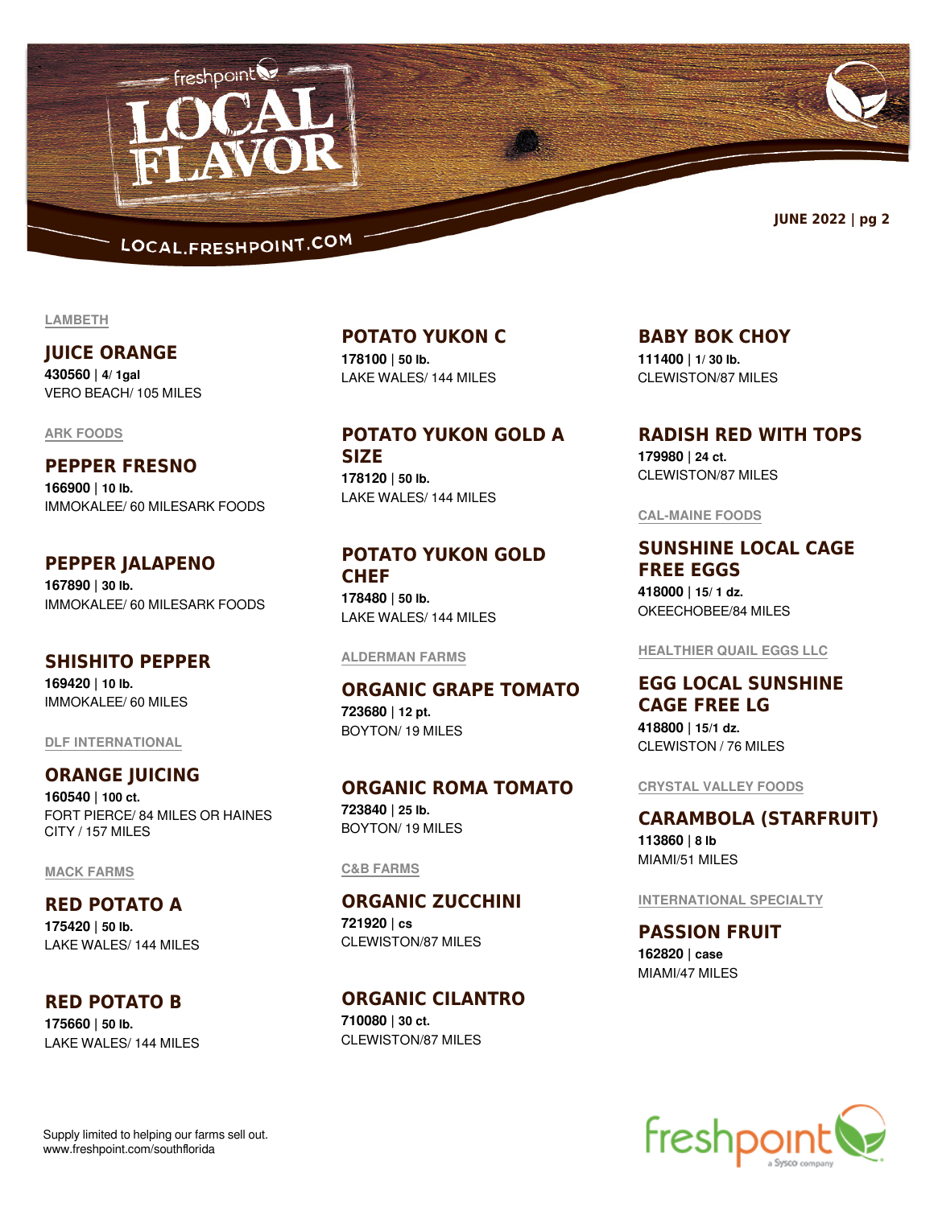# LOCAL FLAVOR

LOCAL.FRESHPOINT.COM

JUNE 2022 | pg 2

LAMBETH

### JUICE ORANGE
**430560** | **4/ 1gal**
VERO BEACH/ 105 MILES

ARK FOODS

### PEPPER FRESNO
**166900** | **10 lb.**
IMMOKALEE/ 60 MILESARK FOODS

### PEPPER JALAPENO
**167890** | **30 lb.**
IMMOKALEE/ 60 MILESARK FOODS

### SHISHITO PEPPER
**169420** | **10 lb.**
IMMOKALEE/ 60 MILES

DLF INTERNATIONAL

### ORANGE JUICING
**160540** | **100 ct.**
FORT PIERCE/ 84 MILES OR HAINES CITY / 157 MILES

MACK FARMS

### RED POTATO A
**175420** | **50 lb.**
LAKE WALES/ 144 MILES

### RED POTATO B
**175660** | **50 lb.**
LAKE WALES/ 144 MILES

### POTATO YUKON C
**178100** | **50 lb.**
LAKE WALES/ 144 MILES

### POTATO YUKON GOLD A SIZE
**178120** | **50 lb.**
LAKE WALES/ 144 MILES

### POTATO YUKON GOLD CHEF
**178480** | **50 lb.**
LAKE WALES/ 144 MILES

ALDERMAN FARMS

### ORGANIC GRAPE TOMATO
**723680** | **12 pt.**
BOYTON/ 19 MILES

### ORGANIC ROMA TOMATO
**723840** | **25 lb.**
BOYTON/ 19 MILES

C&B FARMS

### ORGANIC ZUCCHINI
**721920** | **cs**
CLEWISTON/87 MILES

### ORGANIC CILANTRO
**710080** | **30 ct.**
CLEWISTON/87 MILES

### BABY BOK CHOY
**111400** | **1/ 30 lb.**
CLEWISTON/87 MILES

### RADISH RED WITH TOPS
**179980** | **24 ct.**
CLEWISTON/87 MILES

CAL-MAINE FOODS

### SUNSHINE LOCAL CAGE FREE EGGS
**418000** | **15/ 1 dz.**
OKEECHOBEE/84 MILES

HEALTHIER QUAIL EGGS LLC

### EGG LOCAL SUNSHINE CAGE FREE LG
**418800** | **15/1 dz.**
CLEWISTON / 76 MILES

CRYSTAL VALLEY FOODS

### CARAMBOLA (STARFRUIT)
**113860** | **8 lb**
MIAMI/51 MILES

INTERNATIONAL SPECIALTY

### PASSION FRUIT
**162820** | **case**
MIAMI/47 MILES

Supply limited to helping our farms sell out.
www.freshpoint.com/southflorida

freshpoint a Sysco company